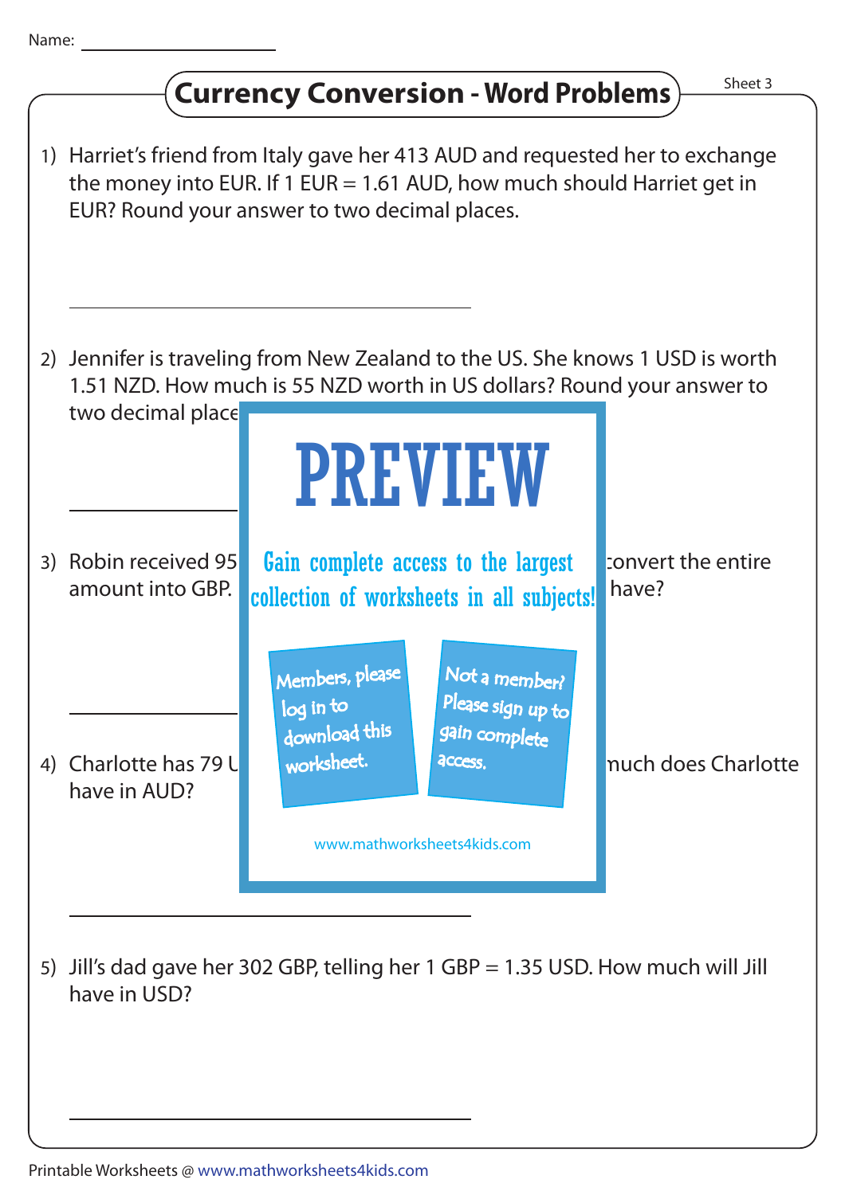Name: ____________________

# Currency Conversion - Word Problems

Sheet 3

1) Harriet's friend from Italy gave her 413 AUD and requested her to exchange the money into EUR. If 1 EUR = 1.61 AUD, how much should Harriet get in EUR? Round your answer to two decimal places.

____________________

2) Jennifer is traveling from New Zealand to the US. She knows 1 USD is worth 1.51 NZD. How much is 55 NZD worth in US dollars? Round your answer to two decimal place

____________________

3) Robin received 95 … convert the entire amount into GBP. … have?

____________________

4) Charlotte has 79 U … much does Charlotte have in AUD?

____________________

5) Jill's dad gave her 302 GBP, telling her 1 GBP = 1.35 USD. How much will Jill have in USD?

____________________

PREVIEW

Gain complete access to the largest collection of worksheets in all subjects!

Members, please log in to download this worksheet.

Not a member? Please sign up to gain complete access.

www.mathworksheets4kids.com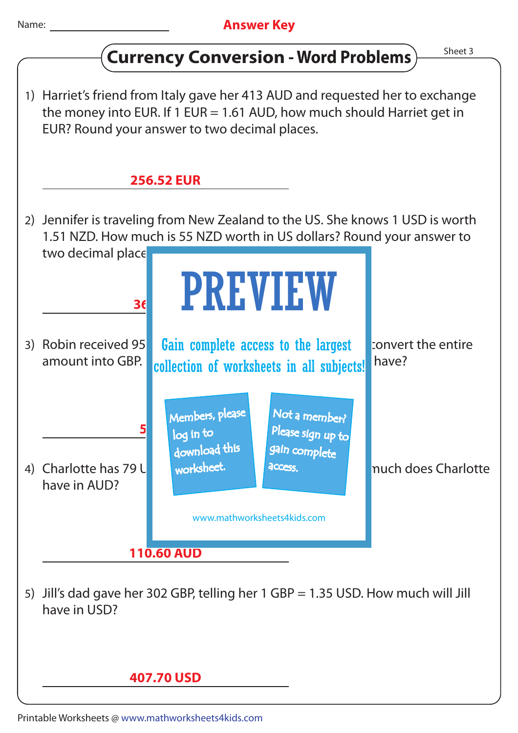Name: ____________ **Answer Key**

# Currency Conversion - Word Problems

Sheet 3

1) Harriet's friend from Italy gave her 413 AUD and requested her to exchange the money into EUR. If 1 EUR = 1.61 AUD, how much should Harriet get in EUR? Round your answer to two decimal places.

**256.52 EUR**

2) Jennifer is traveling from New Zealand to the US. She knows 1 USD is worth 1.51 NZD. How much is 55 NZD worth in US dollars? Round your answer to two decimal place

**36**

3) Robin received 95 ... convert the entire amount into GBP. ... have?

**5**

4) Charlotte has 79 U ... much does Charlotte have in AUD?

**110.60 AUD**

5) Jill's dad gave her 302 GBP, telling her 1 GBP = 1.35 USD. How much will Jill have in USD?

**407.70 USD**

PREVIEW

Gain complete access to the largest collection of worksheets in all subjects!

Members, please log in to download this worksheet.

Not a member? Please sign up to gain complete access.

www.mathworksheets4kids.com

Printable Worksheets @ www.mathworksheets4kids.com